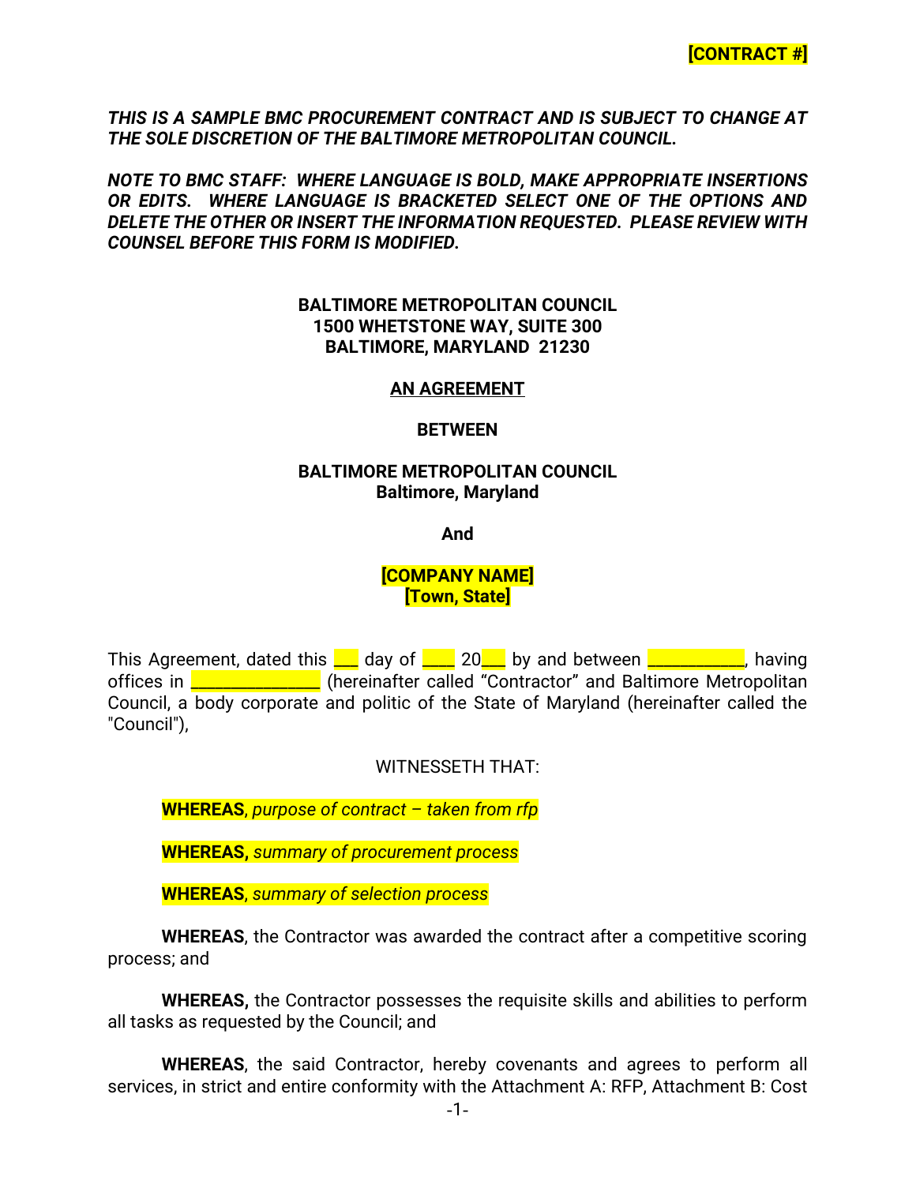**[CONTRACT #]**

***THIS IS A SAMPLE BMC PROCUREMENT CONTRACT AND IS SUBJECT TO CHANGE AT THE SOLE DISCRETION OF THE BALTIMORE METROPOLITAN COUNCIL.***

***NOTE TO BMC STAFF: WHERE LANGUAGE IS BOLD, MAKE APPROPRIATE INSERTIONS OR EDITS. WHERE LANGUAGE IS BRACKETED SELECT ONE OF THE OPTIONS AND DELETE THE OTHER OR INSERT THE INFORMATION REQUESTED. PLEASE REVIEW WITH COUNSEL BEFORE THIS FORM IS MODIFIED.***

**BALTIMORE METROPOLITAN COUNCIL**
**1500 WHETSTONE WAY, SUITE 300**
**BALTIMORE, MARYLAND 21230**

**AN AGREEMENT**

**BETWEEN**

**BALTIMORE METROPOLITAN COUNCIL**
**Baltimore, Maryland**

**And**

**[COMPANY NAME]**
**[Town, State]**

This Agreement, dated this ___ day of ____ 20___ by and between ___________, having offices in _______________ (hereinafter called "Contractor" and Baltimore Metropolitan Council, a body corporate and politic of the State of Maryland (hereinafter called the "Council"),

WITNESSETH THAT:

**WHEREAS**, *purpose of contract – taken from rfp*

**WHEREAS,** *summary of procurement process*

**WHEREAS**, *summary of selection process*

**WHEREAS**, the Contractor was awarded the contract after a competitive scoring process; and

**WHEREAS,** the Contractor possesses the requisite skills and abilities to perform all tasks as requested by the Council; and

**WHEREAS**, the said Contractor, hereby covenants and agrees to perform all services, in strict and entire conformity with the Attachment A: RFP, Attachment B: Cost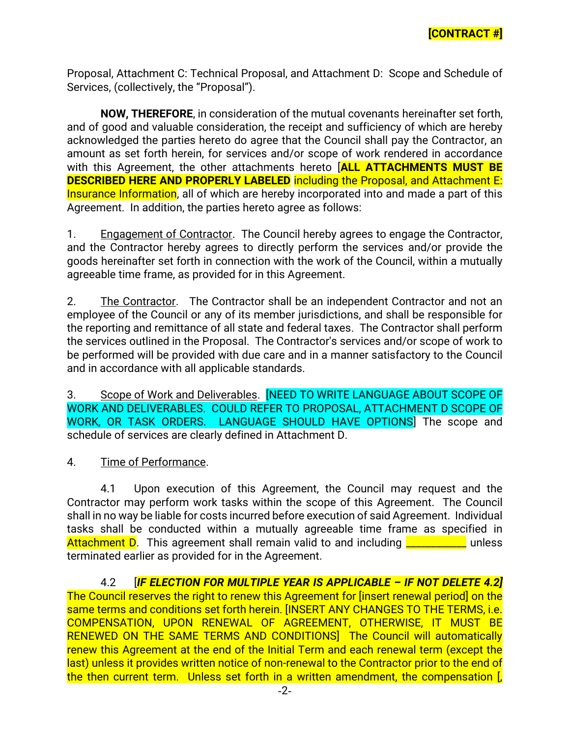Proposal, Attachment C: Technical Proposal, and Attachment D: Scope and Schedule of Services, (collectively, the "Proposal").

**NOW, THEREFORE**, in consideration of the mutual covenants hereinafter set forth, and of good and valuable consideration, the receipt and sufficiency of which are hereby acknowledged the parties hereto do agree that the Council shall pay the Contractor, an amount as set forth herein, for services and/or scope of work rendered in accordance with this Agreement, the other attachments hereto [**ALL ATTACHMENTS MUST BE DESCRIBED HERE AND PROPERLY LABELED** including the Proposal, and Attachment E: Insurance Information, all of which are hereby incorporated into and made a part of this Agreement. In addition, the parties hereto agree as follows:

1. Engagement of Contractor. The Council hereby agrees to engage the Contractor, and the Contractor hereby agrees to directly perform the services and/or provide the goods hereinafter set forth in connection with the work of the Council, within a mutually agreeable time frame, as provided for in this Agreement.

2. The Contractor. The Contractor shall be an independent Contractor and not an employee of the Council or any of its member jurisdictions, and shall be responsible for the reporting and remittance of all state and federal taxes. The Contractor shall perform the services outlined in the Proposal. The Contractor's services and/or scope of work to be performed will be provided with due care and in a manner satisfactory to the Council and in accordance with all applicable standards.

3. Scope of Work and Deliverables. [NEED TO WRITE LANGUAGE ABOUT SCOPE OF WORK AND DELIVERABLES. COULD REFER TO PROPOSAL, ATTACHMENT D SCOPE OF WORK, OR TASK ORDERS. LANGUAGE SHOULD HAVE OPTIONS] The scope and schedule of services are clearly defined in Attachment D.

4. Time of Performance.

4.1 Upon execution of this Agreement, the Council may request and the Contractor may perform work tasks within the scope of this Agreement. The Council shall in no way be liable for costs incurred before execution of said Agreement. Individual tasks shall be conducted within a mutually agreeable time frame as specified in Attachment D. This agreement shall remain valid to and including ___________ unless terminated earlier as provided for in the Agreement.

4.2 [***IF ELECTION FOR MULTIPLE YEAR IS APPLICABLE – IF NOT DELETE 4.2]*** The Council reserves the right to renew this Agreement for [insert renewal period] on the same terms and conditions set forth herein. [INSERT ANY CHANGES TO THE TERMS, i.e. COMPENSATION, UPON RENEWAL OF AGREEMENT, OTHERWISE, IT MUST BE RENEWED ON THE SAME TERMS AND CONDITIONS] The Council will automatically renew this Agreement at the end of the Initial Term and each renewal term (except the last) unless it provides written notice of non-renewal to the Contractor prior to the end of the then current term. Unless set forth in a written amendment, the compensation [,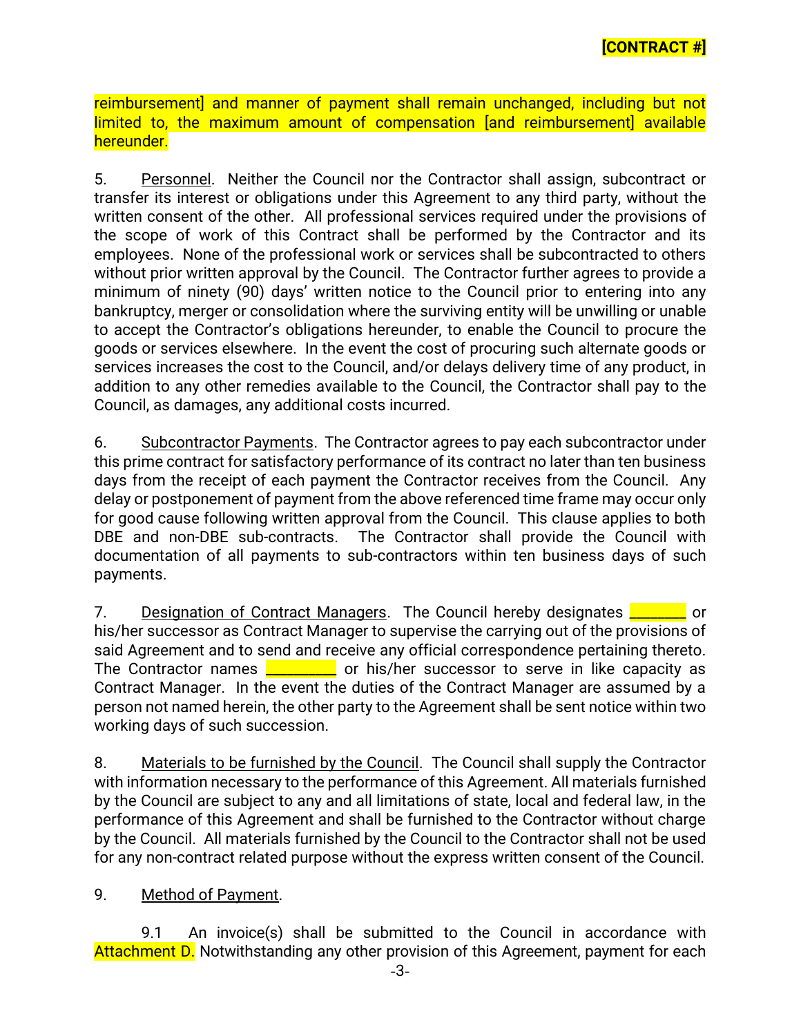reimbursement] and manner of payment shall remain unchanged, including but not limited to, the maximum amount of compensation [and reimbursement] available hereunder.

5. Personnel. Neither the Council nor the Contractor shall assign, subcontract or transfer its interest or obligations under this Agreement to any third party, without the written consent of the other. All professional services required under the provisions of the scope of work of this Contract shall be performed by the Contractor and its employees. None of the professional work or services shall be subcontracted to others without prior written approval by the Council. The Contractor further agrees to provide a minimum of ninety (90) days' written notice to the Council prior to entering into any bankruptcy, merger or consolidation where the surviving entity will be unwilling or unable to accept the Contractor's obligations hereunder, to enable the Council to procure the goods or services elsewhere. In the event the cost of procuring such alternate goods or services increases the cost to the Council, and/or delays delivery time of any product, in addition to any other remedies available to the Council, the Contractor shall pay to the Council, as damages, any additional costs incurred.

6. Subcontractor Payments. The Contractor agrees to pay each subcontractor under this prime contract for satisfactory performance of its contract no later than ten business days from the receipt of each payment the Contractor receives from the Council. Any delay or postponement of payment from the above referenced time frame may occur only for good cause following written approval from the Council. This clause applies to both DBE and non-DBE sub-contracts. The Contractor shall provide the Council with documentation of all payments to sub-contractors within ten business days of such payments.

7. Designation of Contract Managers. The Council hereby designates _______ or his/her successor as Contract Manager to supervise the carrying out of the provisions of said Agreement and to send and receive any official correspondence pertaining thereto. The Contractor names ________ or his/her successor to serve in like capacity as Contract Manager. In the event the duties of the Contract Manager are assumed by a person not named herein, the other party to the Agreement shall be sent notice within two working days of such succession.

8. Materials to be furnished by the Council. The Council shall supply the Contractor with information necessary to the performance of this Agreement. All materials furnished by the Council are subject to any and all limitations of state, local and federal law, in the performance of this Agreement and shall be furnished to the Contractor without charge by the Council. All materials furnished by the Council to the Contractor shall not be used for any non-contract related purpose without the express written consent of the Council.

9. Method of Payment.

9.1 An invoice(s) shall be submitted to the Council in accordance with Attachment D. Notwithstanding any other provision of this Agreement, payment for each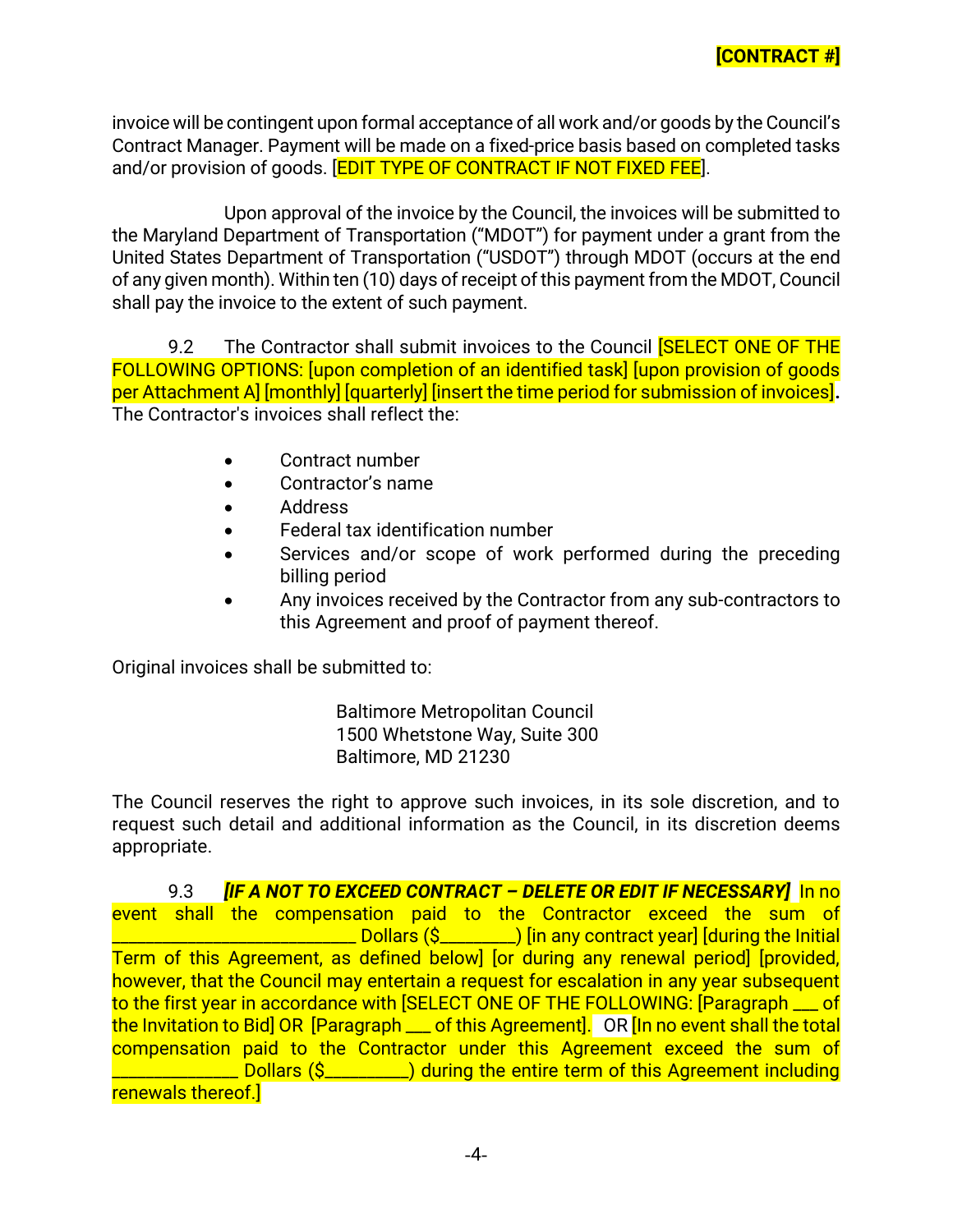invoice will be contingent upon formal acceptance of all work and/or goods by the Council's Contract Manager. Payment will be made on a fixed-price basis based on completed tasks and/or provision of goods. [EDIT TYPE OF CONTRACT IF NOT FIXED FEE].

Upon approval of the invoice by the Council, the invoices will be submitted to the Maryland Department of Transportation ("MDOT") for payment under a grant from the United States Department of Transportation ("USDOT") through MDOT (occurs at the end of any given month). Within ten (10) days of receipt of this payment from the MDOT, Council shall pay the invoice to the extent of such payment.

9.2 The Contractor shall submit invoices to the Council [SELECT ONE OF THE FOLLOWING OPTIONS: [upon completion of an identified task] [upon provision of goods per Attachment A] [monthly] [quarterly] [insert the time period for submission of invoices]**.** The Contractor's invoices shall reflect the:

- Contract number
- Contractor's name
- Address
- Federal tax identification number
- Services and/or scope of work performed during the preceding billing period
- Any invoices received by the Contractor from any sub-contractors to this Agreement and proof of payment thereof.

Original invoices shall be submitted to:

Baltimore Metropolitan Council
1500 Whetstone Way, Suite 300
Baltimore, MD 21230

The Council reserves the right to approve such invoices, in its sole discretion, and to request such detail and additional information as the Council, in its discretion deems appropriate.

9.3 ***[IF A NOT TO EXCEED CONTRACT – DELETE OR EDIT IF NECESSARY]*** In no event shall the compensation paid to the Contractor exceed the sum of ___________________________ Dollars ($________) [in any contract year] [during the Initial Term of this Agreement, as defined below] [or during any renewal period] [provided, however, that the Council may entertain a request for escalation in any year subsequent to the first year in accordance with [SELECT ONE OF THE FOLLOWING: [Paragraph ___ of the Invitation to Bid] OR [Paragraph ___ of this Agreement]. OR [In no event shall the total compensation paid to the Contractor under this Agreement exceed the sum of ______________ Dollars ($_________) during the entire term of this Agreement including renewals thereof.]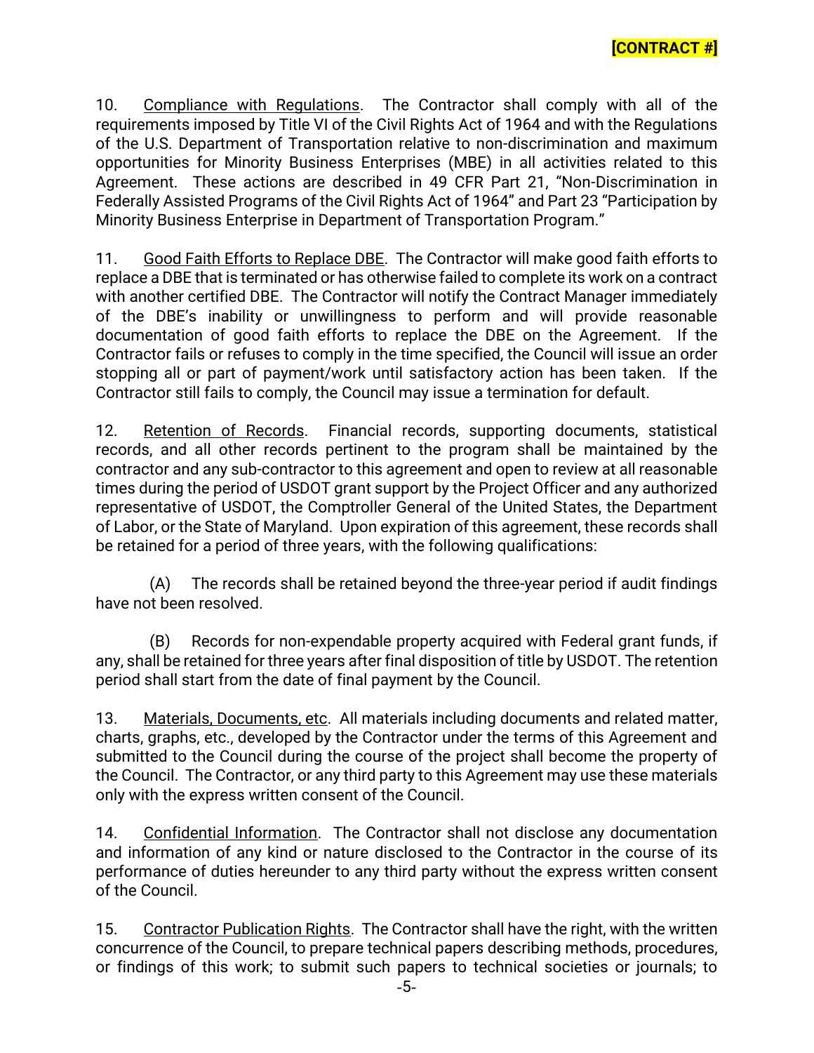10. Compliance with Regulations. The Contractor shall comply with all of the requirements imposed by Title VI of the Civil Rights Act of 1964 and with the Regulations of the U.S. Department of Transportation relative to non-discrimination and maximum opportunities for Minority Business Enterprises (MBE) in all activities related to this Agreement. These actions are described in 49 CFR Part 21, "Non-Discrimination in Federally Assisted Programs of the Civil Rights Act of 1964" and Part 23 "Participation by Minority Business Enterprise in Department of Transportation Program."

11. Good Faith Efforts to Replace DBE. The Contractor will make good faith efforts to replace a DBE that is terminated or has otherwise failed to complete its work on a contract with another certified DBE. The Contractor will notify the Contract Manager immediately of the DBE's inability or unwillingness to perform and will provide reasonable documentation of good faith efforts to replace the DBE on the Agreement. If the Contractor fails or refuses to comply in the time specified, the Council will issue an order stopping all or part of payment/work until satisfactory action has been taken. If the Contractor still fails to comply, the Council may issue a termination for default.

12. Retention of Records. Financial records, supporting documents, statistical records, and all other records pertinent to the program shall be maintained by the contractor and any sub-contractor to this agreement and open to review at all reasonable times during the period of USDOT grant support by the Project Officer and any authorized representative of USDOT, the Comptroller General of the United States, the Department of Labor, or the State of Maryland. Upon expiration of this agreement, these records shall be retained for a period of three years, with the following qualifications:

(A) The records shall be retained beyond the three-year period if audit findings have not been resolved.

(B) Records for non-expendable property acquired with Federal grant funds, if any, shall be retained for three years after final disposition of title by USDOT. The retention period shall start from the date of final payment by the Council.

13. Materials, Documents, etc. All materials including documents and related matter, charts, graphs, etc., developed by the Contractor under the terms of this Agreement and submitted to the Council during the course of the project shall become the property of the Council. The Contractor, or any third party to this Agreement may use these materials only with the express written consent of the Council.

14. Confidential Information. The Contractor shall not disclose any documentation and information of any kind or nature disclosed to the Contractor in the course of its performance of duties hereunder to any third party without the express written consent of the Council.

15. Contractor Publication Rights. The Contractor shall have the right, with the written concurrence of the Council, to prepare technical papers describing methods, procedures, or findings of this work; to submit such papers to technical societies or journals; to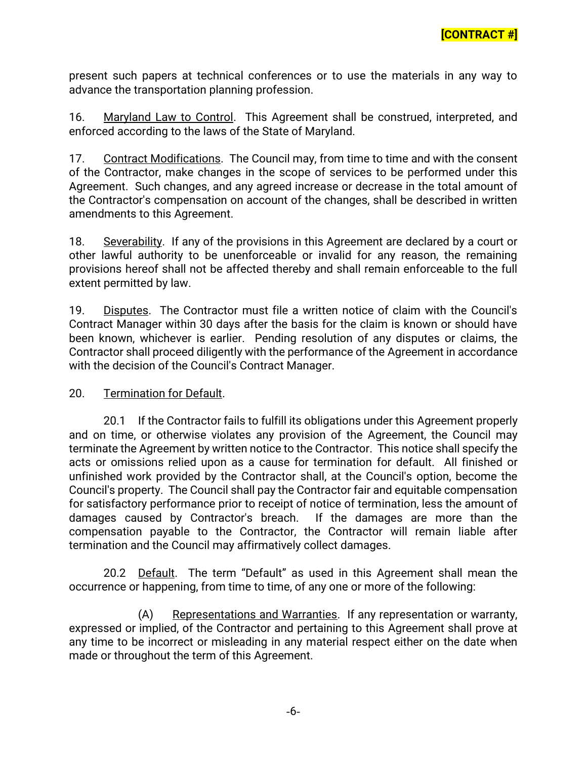present such papers at technical conferences or to use the materials in any way to advance the transportation planning profession.

16. Maryland Law to Control. This Agreement shall be construed, interpreted, and enforced according to the laws of the State of Maryland.

17. Contract Modifications. The Council may, from time to time and with the consent of the Contractor, make changes in the scope of services to be performed under this Agreement. Such changes, and any agreed increase or decrease in the total amount of the Contractor's compensation on account of the changes, shall be described in written amendments to this Agreement.

18. Severability. If any of the provisions in this Agreement are declared by a court or other lawful authority to be unenforceable or invalid for any reason, the remaining provisions hereof shall not be affected thereby and shall remain enforceable to the full extent permitted by law.

19. Disputes. The Contractor must file a written notice of claim with the Council's Contract Manager within 30 days after the basis for the claim is known or should have been known, whichever is earlier. Pending resolution of any disputes or claims, the Contractor shall proceed diligently with the performance of the Agreement in accordance with the decision of the Council's Contract Manager.

20. Termination for Default.

20.1 If the Contractor fails to fulfill its obligations under this Agreement properly and on time, or otherwise violates any provision of the Agreement, the Council may terminate the Agreement by written notice to the Contractor. This notice shall specify the acts or omissions relied upon as a cause for termination for default. All finished or unfinished work provided by the Contractor shall, at the Council's option, become the Council's property. The Council shall pay the Contractor fair and equitable compensation for satisfactory performance prior to receipt of notice of termination, less the amount of damages caused by Contractor's breach. If the damages are more than the compensation payable to the Contractor, the Contractor will remain liable after termination and the Council may affirmatively collect damages.

20.2 Default. The term "Default" as used in this Agreement shall mean the occurrence or happening, from time to time, of any one or more of the following:

(A) Representations and Warranties. If any representation or warranty, expressed or implied, of the Contractor and pertaining to this Agreement shall prove at any time to be incorrect or misleading in any material respect either on the date when made or throughout the term of this Agreement.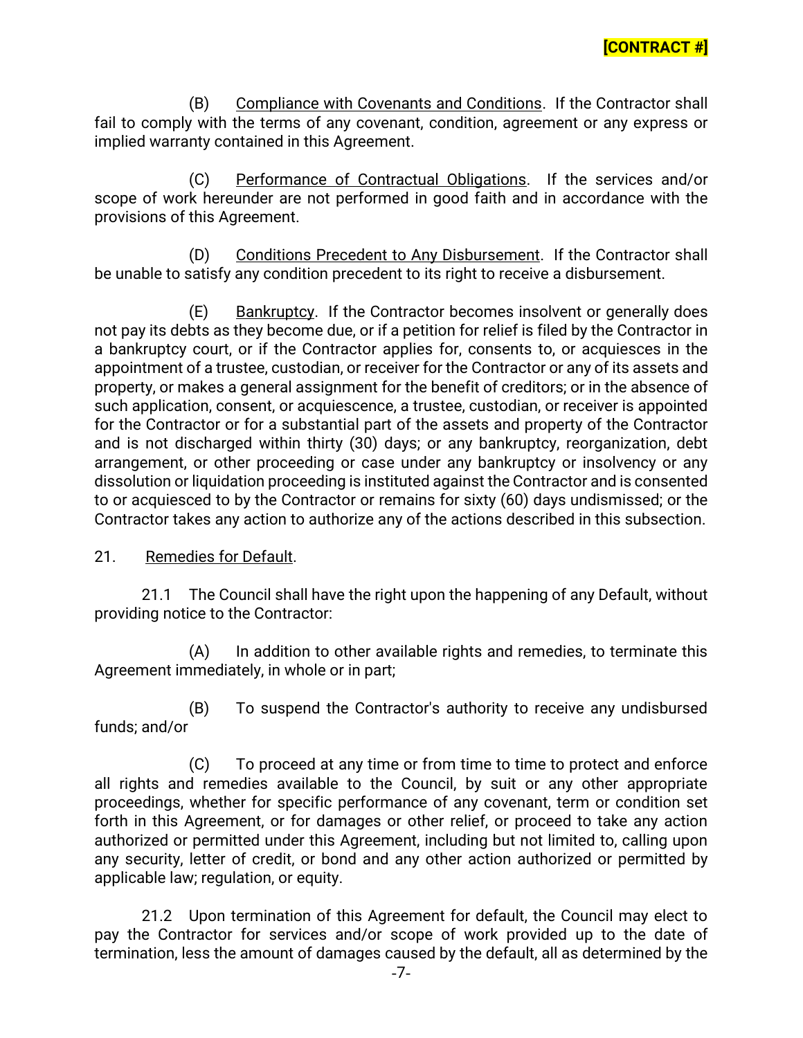(B) Compliance with Covenants and Conditions. If the Contractor shall fail to comply with the terms of any covenant, condition, agreement or any express or implied warranty contained in this Agreement.

(C) Performance of Contractual Obligations. If the services and/or scope of work hereunder are not performed in good faith and in accordance with the provisions of this Agreement.

(D) Conditions Precedent to Any Disbursement. If the Contractor shall be unable to satisfy any condition precedent to its right to receive a disbursement.

(E) Bankruptcy. If the Contractor becomes insolvent or generally does not pay its debts as they become due, or if a petition for relief is filed by the Contractor in a bankruptcy court, or if the Contractor applies for, consents to, or acquiesces in the appointment of a trustee, custodian, or receiver for the Contractor or any of its assets and property, or makes a general assignment for the benefit of creditors; or in the absence of such application, consent, or acquiescence, a trustee, custodian, or receiver is appointed for the Contractor or for a substantial part of the assets and property of the Contractor and is not discharged within thirty (30) days; or any bankruptcy, reorganization, debt arrangement, or other proceeding or case under any bankruptcy or insolvency or any dissolution or liquidation proceeding is instituted against the Contractor and is consented to or acquiesced to by the Contractor or remains for sixty (60) days undismissed; or the Contractor takes any action to authorize any of the actions described in this subsection.

21. Remedies for Default.

21.1 The Council shall have the right upon the happening of any Default, without providing notice to the Contractor:

(A) In addition to other available rights and remedies, to terminate this Agreement immediately, in whole or in part;

(B) To suspend the Contractor's authority to receive any undisbursed funds; and/or

(C) To proceed at any time or from time to time to protect and enforce all rights and remedies available to the Council, by suit or any other appropriate proceedings, whether for specific performance of any covenant, term or condition set forth in this Agreement, or for damages or other relief, or proceed to take any action authorized or permitted under this Agreement, including but not limited to, calling upon any security, letter of credit, or bond and any other action authorized or permitted by applicable law; regulation, or equity.

21.2 Upon termination of this Agreement for default, the Council may elect to pay the Contractor for services and/or scope of work provided up to the date of termination, less the amount of damages caused by the default, all as determined by the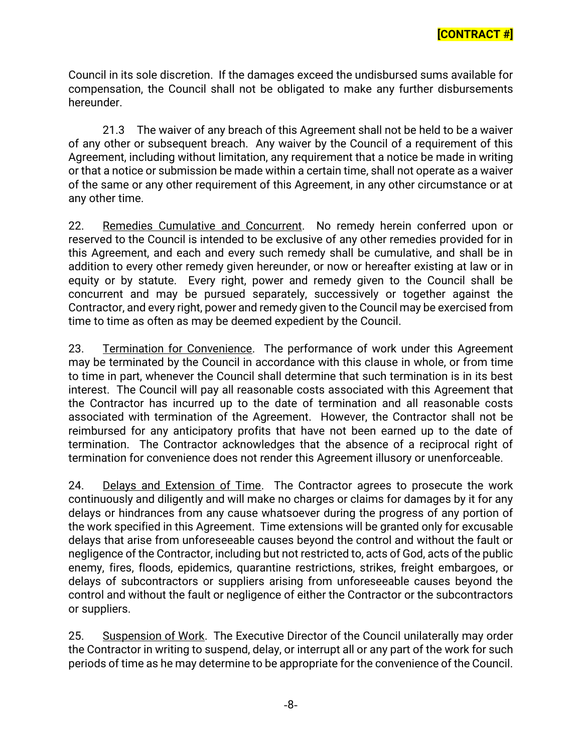Council in its sole discretion. If the damages exceed the undisbursed sums available for compensation, the Council shall not be obligated to make any further disbursements hereunder.

21.3 The waiver of any breach of this Agreement shall not be held to be a waiver of any other or subsequent breach. Any waiver by the Council of a requirement of this Agreement, including without limitation, any requirement that a notice be made in writing or that a notice or submission be made within a certain time, shall not operate as a waiver of the same or any other requirement of this Agreement, in any other circumstance or at any other time.

22. Remedies Cumulative and Concurrent. No remedy herein conferred upon or reserved to the Council is intended to be exclusive of any other remedies provided for in this Agreement, and each and every such remedy shall be cumulative, and shall be in addition to every other remedy given hereunder, or now or hereafter existing at law or in equity or by statute. Every right, power and remedy given to the Council shall be concurrent and may be pursued separately, successively or together against the Contractor, and every right, power and remedy given to the Council may be exercised from time to time as often as may be deemed expedient by the Council.

23. Termination for Convenience. The performance of work under this Agreement may be terminated by the Council in accordance with this clause in whole, or from time to time in part, whenever the Council shall determine that such termination is in its best interest. The Council will pay all reasonable costs associated with this Agreement that the Contractor has incurred up to the date of termination and all reasonable costs associated with termination of the Agreement. However, the Contractor shall not be reimbursed for any anticipatory profits that have not been earned up to the date of termination. The Contractor acknowledges that the absence of a reciprocal right of termination for convenience does not render this Agreement illusory or unenforceable.

24. Delays and Extension of Time. The Contractor agrees to prosecute the work continuously and diligently and will make no charges or claims for damages by it for any delays or hindrances from any cause whatsoever during the progress of any portion of the work specified in this Agreement. Time extensions will be granted only for excusable delays that arise from unforeseeable causes beyond the control and without the fault or negligence of the Contractor, including but not restricted to, acts of God, acts of the public enemy, fires, floods, epidemics, quarantine restrictions, strikes, freight embargoes, or delays of subcontractors or suppliers arising from unforeseeable causes beyond the control and without the fault or negligence of either the Contractor or the subcontractors or suppliers.

25. Suspension of Work. The Executive Director of the Council unilaterally may order the Contractor in writing to suspend, delay, or interrupt all or any part of the work for such periods of time as he may determine to be appropriate for the convenience of the Council.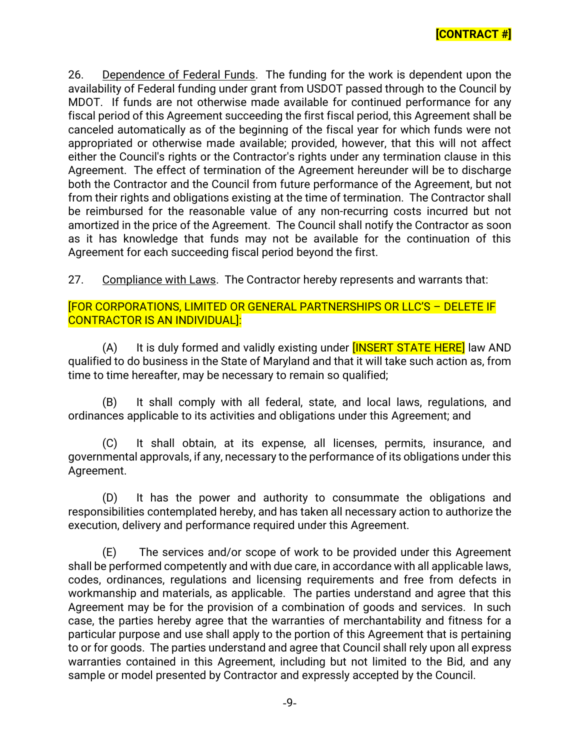26. Dependence of Federal Funds. The funding for the work is dependent upon the availability of Federal funding under grant from USDOT passed through to the Council by MDOT. If funds are not otherwise made available for continued performance for any fiscal period of this Agreement succeeding the first fiscal period, this Agreement shall be canceled automatically as of the beginning of the fiscal year for which funds were not appropriated or otherwise made available; provided, however, that this will not affect either the Council's rights or the Contractor's rights under any termination clause in this Agreement. The effect of termination of the Agreement hereunder will be to discharge both the Contractor and the Council from future performance of the Agreement, but not from their rights and obligations existing at the time of termination. The Contractor shall be reimbursed for the reasonable value of any non-recurring costs incurred but not amortized in the price of the Agreement. The Council shall notify the Contractor as soon as it has knowledge that funds may not be available for the continuation of this Agreement for each succeeding fiscal period beyond the first.

27. Compliance with Laws. The Contractor hereby represents and warrants that:

[FOR CORPORATIONS, LIMITED OR GENERAL PARTNERSHIPS OR LLC'S – DELETE IF CONTRACTOR IS AN INDIVIDUAL]:

(A) It is duly formed and validly existing under [INSERT STATE HERE] law AND qualified to do business in the State of Maryland and that it will take such action as, from time to time hereafter, may be necessary to remain so qualified;

(B) It shall comply with all federal, state, and local laws, regulations, and ordinances applicable to its activities and obligations under this Agreement; and

(C) It shall obtain, at its expense, all licenses, permits, insurance, and governmental approvals, if any, necessary to the performance of its obligations under this Agreement.

(D) It has the power and authority to consummate the obligations and responsibilities contemplated hereby, and has taken all necessary action to authorize the execution, delivery and performance required under this Agreement.

(E) The services and/or scope of work to be provided under this Agreement shall be performed competently and with due care, in accordance with all applicable laws, codes, ordinances, regulations and licensing requirements and free from defects in workmanship and materials, as applicable. The parties understand and agree that this Agreement may be for the provision of a combination of goods and services. In such case, the parties hereby agree that the warranties of merchantability and fitness for a particular purpose and use shall apply to the portion of this Agreement that is pertaining to or for goods. The parties understand and agree that Council shall rely upon all express warranties contained in this Agreement, including but not limited to the Bid, and any sample or model presented by Contractor and expressly accepted by the Council.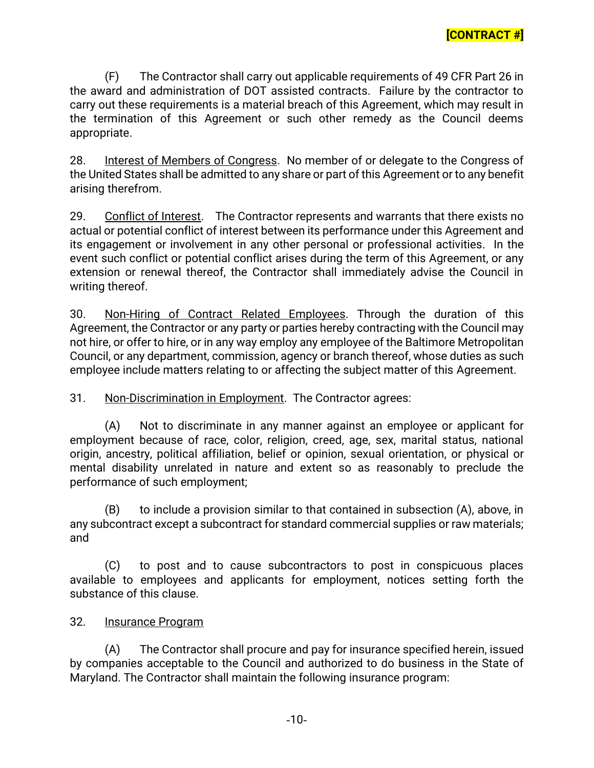**[CONTRACT #]**

(F) The Contractor shall carry out applicable requirements of 49 CFR Part 26 in the award and administration of DOT assisted contracts. Failure by the contractor to carry out these requirements is a material breach of this Agreement, which may result in the termination of this Agreement or such other remedy as the Council deems appropriate.

28. Interest of Members of Congress. No member of or delegate to the Congress of the United States shall be admitted to any share or part of this Agreement or to any benefit arising therefrom.

29. Conflict of Interest. The Contractor represents and warrants that there exists no actual or potential conflict of interest between its performance under this Agreement and its engagement or involvement in any other personal or professional activities. In the event such conflict or potential conflict arises during the term of this Agreement, or any extension or renewal thereof, the Contractor shall immediately advise the Council in writing thereof.

30. Non-Hiring of Contract Related Employees. Through the duration of this Agreement, the Contractor or any party or parties hereby contracting with the Council may not hire, or offer to hire, or in any way employ any employee of the Baltimore Metropolitan Council, or any department, commission, agency or branch thereof, whose duties as such employee include matters relating to or affecting the subject matter of this Agreement.

31. Non-Discrimination in Employment. The Contractor agrees:

(A) Not to discriminate in any manner against an employee or applicant for employment because of race, color, religion, creed, age, sex, marital status, national origin, ancestry, political affiliation, belief or opinion, sexual orientation, or physical or mental disability unrelated in nature and extent so as reasonably to preclude the performance of such employment;

(B) to include a provision similar to that contained in subsection (A), above, in any subcontract except a subcontract for standard commercial supplies or raw materials; and

(C) to post and to cause subcontractors to post in conspicuous places available to employees and applicants for employment, notices setting forth the substance of this clause.

32. Insurance Program

(A) The Contractor shall procure and pay for insurance specified herein, issued by companies acceptable to the Council and authorized to do business in the State of Maryland. The Contractor shall maintain the following insurance program: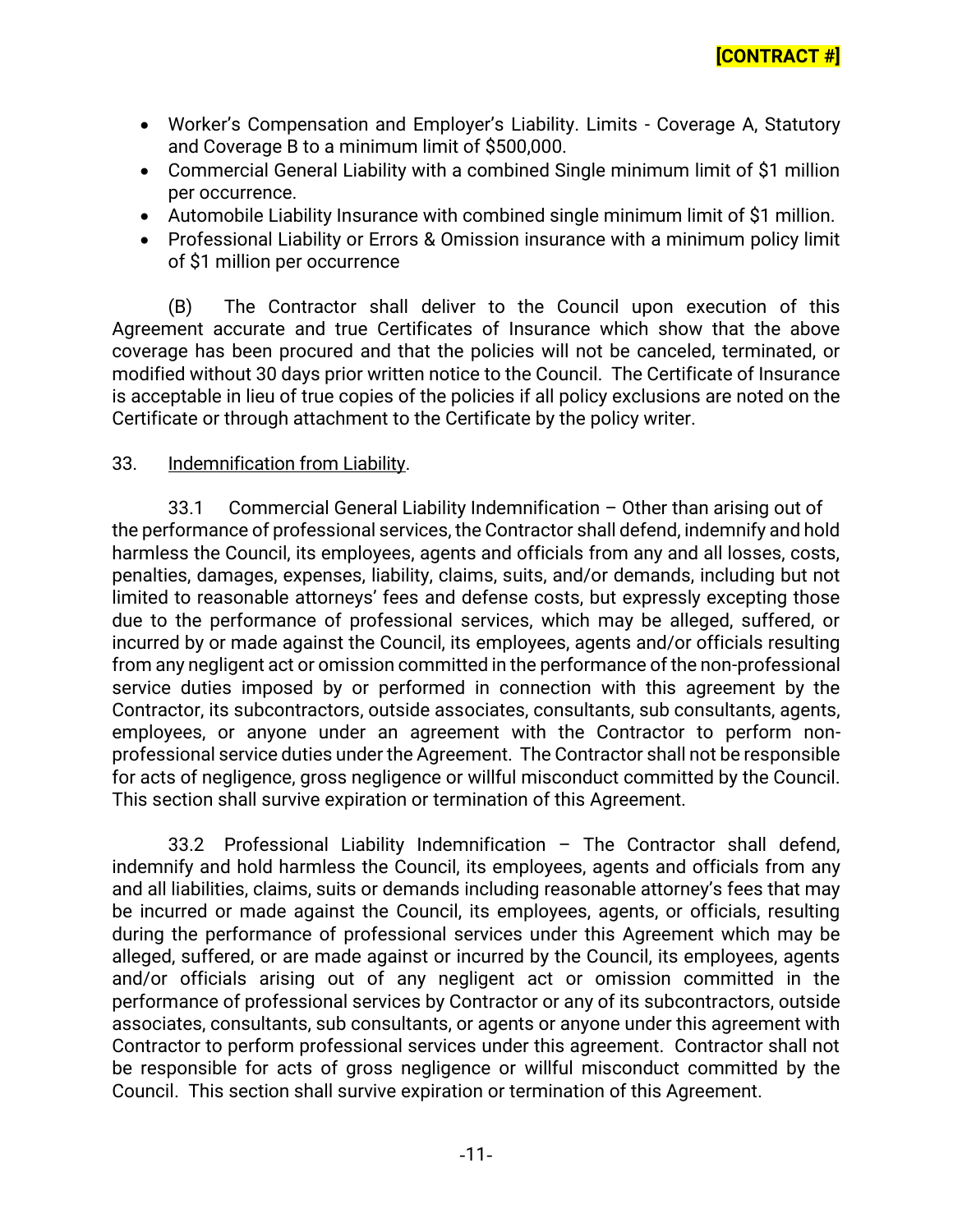- Worker's Compensation and Employer's Liability. Limits - Coverage A, Statutory and Coverage B to a minimum limit of $500,000.
- Commercial General Liability with a combined Single minimum limit of $1 million per occurrence.
- Automobile Liability Insurance with combined single minimum limit of $1 million.
- Professional Liability or Errors & Omission insurance with a minimum policy limit of $1 million per occurrence

(B) The Contractor shall deliver to the Council upon execution of this Agreement accurate and true Certificates of Insurance which show that the above coverage has been procured and that the policies will not be canceled, terminated, or modified without 30 days prior written notice to the Council. The Certificate of Insurance is acceptable in lieu of true copies of the policies if all policy exclusions are noted on the Certificate or through attachment to the Certificate by the policy writer.

33. Indemnification from Liability.

33.1 Commercial General Liability Indemnification – Other than arising out of the performance of professional services, the Contractor shall defend, indemnify and hold harmless the Council, its employees, agents and officials from any and all losses, costs, penalties, damages, expenses, liability, claims, suits, and/or demands, including but not limited to reasonable attorneys' fees and defense costs, but expressly excepting those due to the performance of professional services, which may be alleged, suffered, or incurred by or made against the Council, its employees, agents and/or officials resulting from any negligent act or omission committed in the performance of the non-professional service duties imposed by or performed in connection with this agreement by the Contractor, its subcontractors, outside associates, consultants, sub consultants, agents, employees, or anyone under an agreement with the Contractor to perform non-professional service duties under the Agreement. The Contractor shall not be responsible for acts of negligence, gross negligence or willful misconduct committed by the Council. This section shall survive expiration or termination of this Agreement.

33.2 Professional Liability Indemnification – The Contractor shall defend, indemnify and hold harmless the Council, its employees, agents and officials from any and all liabilities, claims, suits or demands including reasonable attorney's fees that may be incurred or made against the Council, its employees, agents, or officials, resulting during the performance of professional services under this Agreement which may be alleged, suffered, or are made against or incurred by the Council, its employees, agents and/or officials arising out of any negligent act or omission committed in the performance of professional services by Contractor or any of its subcontractors, outside associates, consultants, sub consultants, or agents or anyone under this agreement with Contractor to perform professional services under this agreement. Contractor shall not be responsible for acts of gross negligence or willful misconduct committed by the Council. This section shall survive expiration or termination of this Agreement.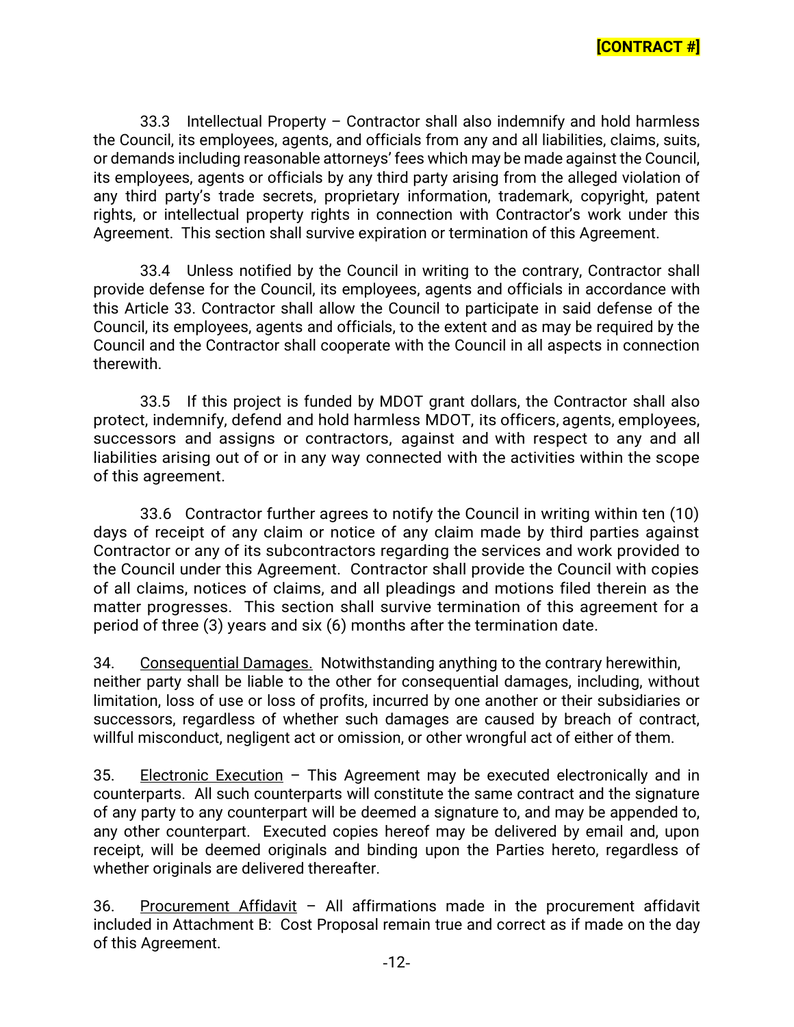33.3 Intellectual Property – Contractor shall also indemnify and hold harmless the Council, its employees, agents, and officials from any and all liabilities, claims, suits, or demands including reasonable attorneys' fees which may be made against the Council, its employees, agents or officials by any third party arising from the alleged violation of any third party's trade secrets, proprietary information, trademark, copyright, patent rights, or intellectual property rights in connection with Contractor's work under this Agreement. This section shall survive expiration or termination of this Agreement.

33.4 Unless notified by the Council in writing to the contrary, Contractor shall provide defense for the Council, its employees, agents and officials in accordance with this Article 33. Contractor shall allow the Council to participate in said defense of the Council, its employees, agents and officials, to the extent and as may be required by the Council and the Contractor shall cooperate with the Council in all aspects in connection therewith.

33.5 If this project is funded by MDOT grant dollars, the Contractor shall also protect, indemnify, defend and hold harmless MDOT, its officers, agents, employees, successors and assigns or contractors, against and with respect to any and all liabilities arising out of or in any way connected with the activities within the scope of this agreement.

33.6 Contractor further agrees to notify the Council in writing within ten (10) days of receipt of any claim or notice of any claim made by third parties against Contractor or any of its subcontractors regarding the services and work provided to the Council under this Agreement. Contractor shall provide the Council with copies of all claims, notices of claims, and all pleadings and motions filed therein as the matter progresses. This section shall survive termination of this agreement for a period of three (3) years and six (6) months after the termination date.

34. <u>Consequential Damages.</u> Notwithstanding anything to the contrary herewithin, neither party shall be liable to the other for consequential damages, including, without limitation, loss of use or loss of profits, incurred by one another or their subsidiaries or successors, regardless of whether such damages are caused by breach of contract, willful misconduct, negligent act or omission, or other wrongful act of either of them.

35. <u>Electronic Execution</u> – This Agreement may be executed electronically and in counterparts. All such counterparts will constitute the same contract and the signature of any party to any counterpart will be deemed a signature to, and may be appended to, any other counterpart. Executed copies hereof may be delivered by email and, upon receipt, will be deemed originals and binding upon the Parties hereto, regardless of whether originals are delivered thereafter.

36. <u>Procurement Affidavit</u> – All affirmations made in the procurement affidavit included in Attachment B: Cost Proposal remain true and correct as if made on the day of this Agreement.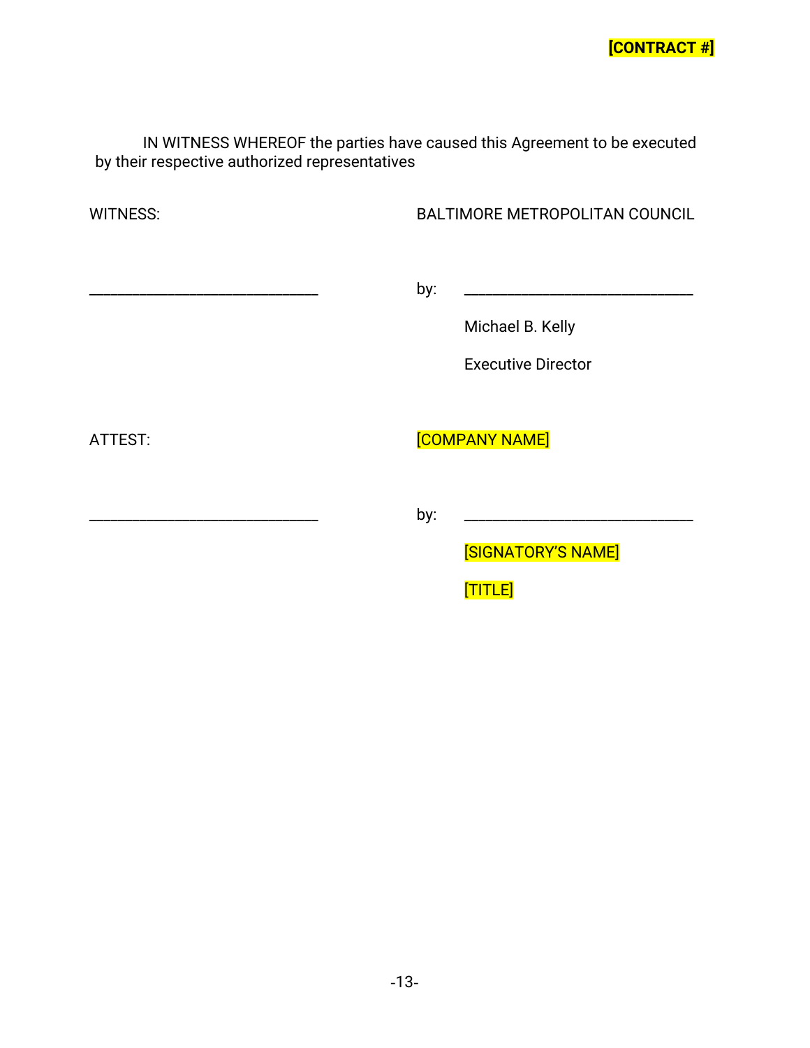[CONTRACT #]

IN WITNESS WHEREOF the parties have caused this Agreement to be executed by their respective authorized representatives

| | |
|---|---|
| WITNESS: | BALTIMORE METROPOLITAN COUNCIL |
| ____________________________ | by: ____________________________ |
| | Michael B. Kelly |
| | Executive Director |
| ATTEST: | [COMPANY NAME] |
| ____________________________ | by: ____________________________ |
| | [SIGNATORY'S NAME] |
| | [TITLE] |